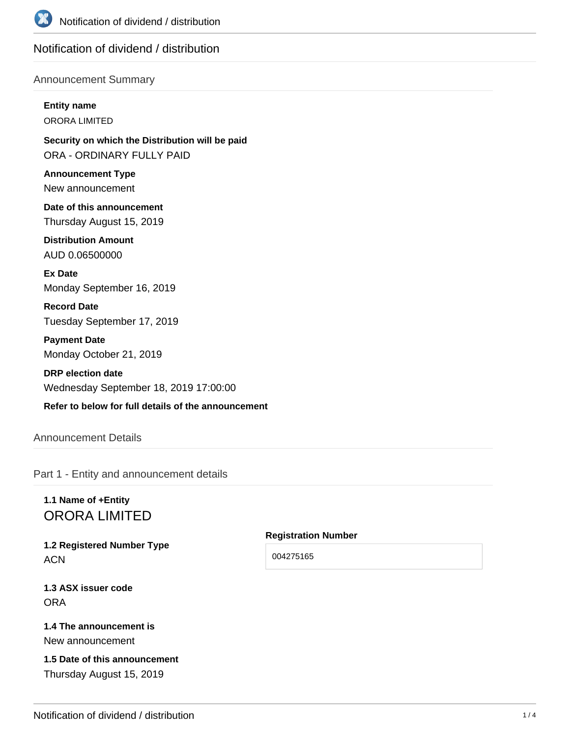# Notification of dividend / distribution

## Announcement Summary

**Entity name**

ORORA LIMITED

**Security on which the Distribution will be paid**

ORA - ORDINARY FULLY PAID

**Announcement Type**

New announcement

**Date of this announcement**

Thursday August 15, 2019

**Distribution Amount**

AUD 0.06500000

**Ex Date**

Monday September 16, 2019

**Record Date**

Tuesday September 17, 2019

**Payment Date**

Monday October 21, 2019

**DRP election date**

Wednesday September 18, 2019 17:00:00

**Refer to below for full details of the announcement**

## Announcement Details

### Part 1 - Entity and announcement details

**1.1 Name of +Entity**

ORORA LIMITED

**1.2 Registered Number Type**

ACN

**Registration Number**

004275165

**1.3 ASX issuer code**

ORA

**1.4 The announcement is**

New announcement

**1.5 Date of this announcement**

Thursday August 15, 2019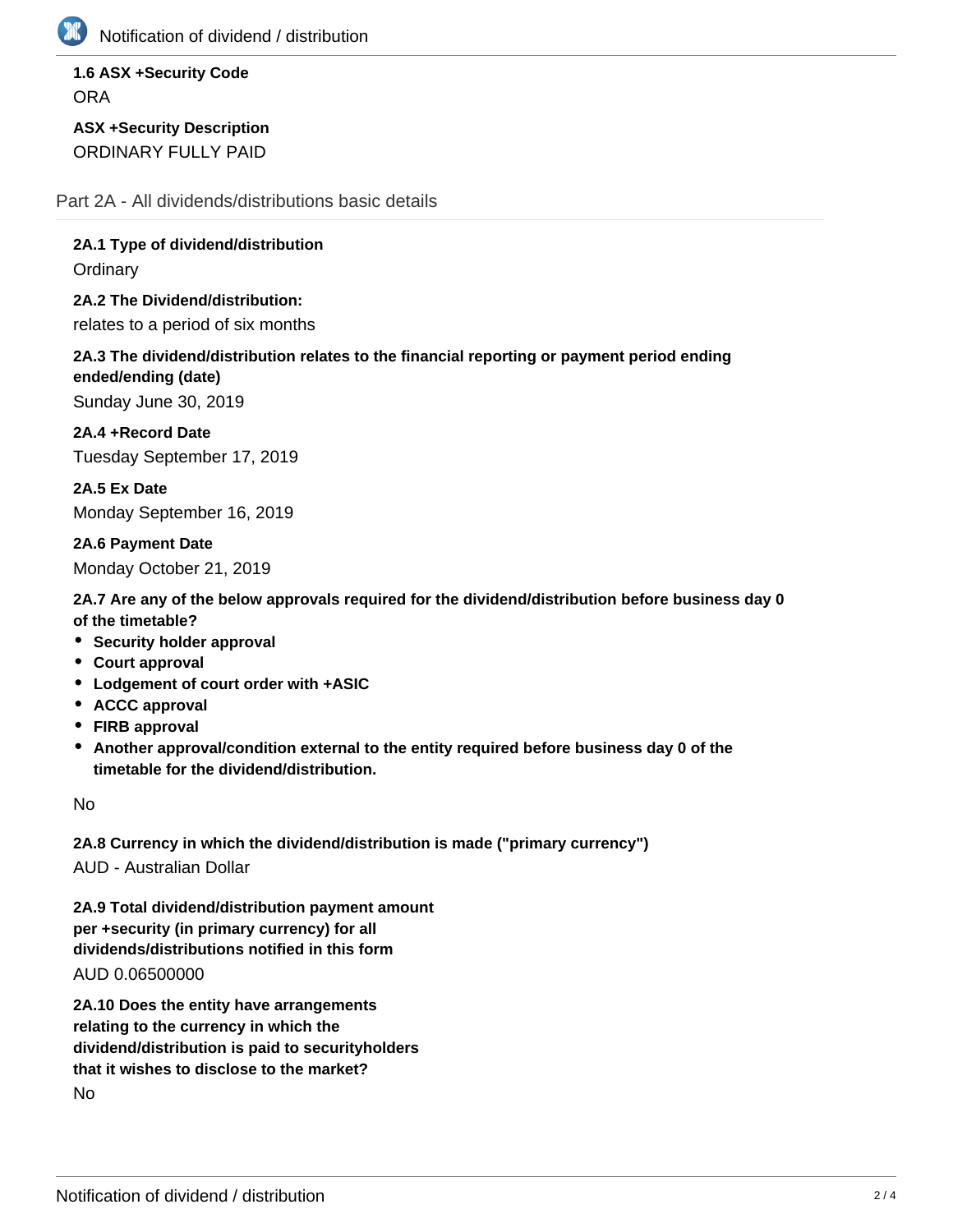**1.6 ASX +Security Code**

ORA

**ASX +Security Description**

ORDINARY FULLY PAID

## Part 2A - All dividends/distributions basic details

**2A.1 Type of dividend/distribution**

Ordinary

**2A.2 The Dividend/distribution:**

relates to a period of six months

**2A.3 The dividend/distribution relates to the financial reporting or payment period ending ended/ending (date)**

Sunday June 30, 2019

**2A.4 +Record Date**

Tuesday September 17, 2019

**2A.5 Ex Date**

Monday September 16, 2019

**2A.6 Payment Date**

Monday October 21, 2019

**2A.7 Are any of the below approvals required for the dividend/distribution before business day 0 of the timetable?**

- **Security holder approval**
- **Court approval**
- **Lodgement of court order with +ASIC**
- **ACCC approval**
- **FIRB approval**
- **Another approval/condition external to the entity required before business day 0 of the timetable for the dividend/distribution.**

No

**2A.8 Currency in which the dividend/distribution is made ("primary currency")**

AUD - Australian Dollar

**2A.9 Total dividend/distribution payment amount per +security (in primary currency) for all dividends/distributions notified in this form**

AUD 0.06500000

**2A.10 Does the entity have arrangements relating to the currency in which the dividend/distribution is paid to securityholders that it wishes to disclose to the market?**

No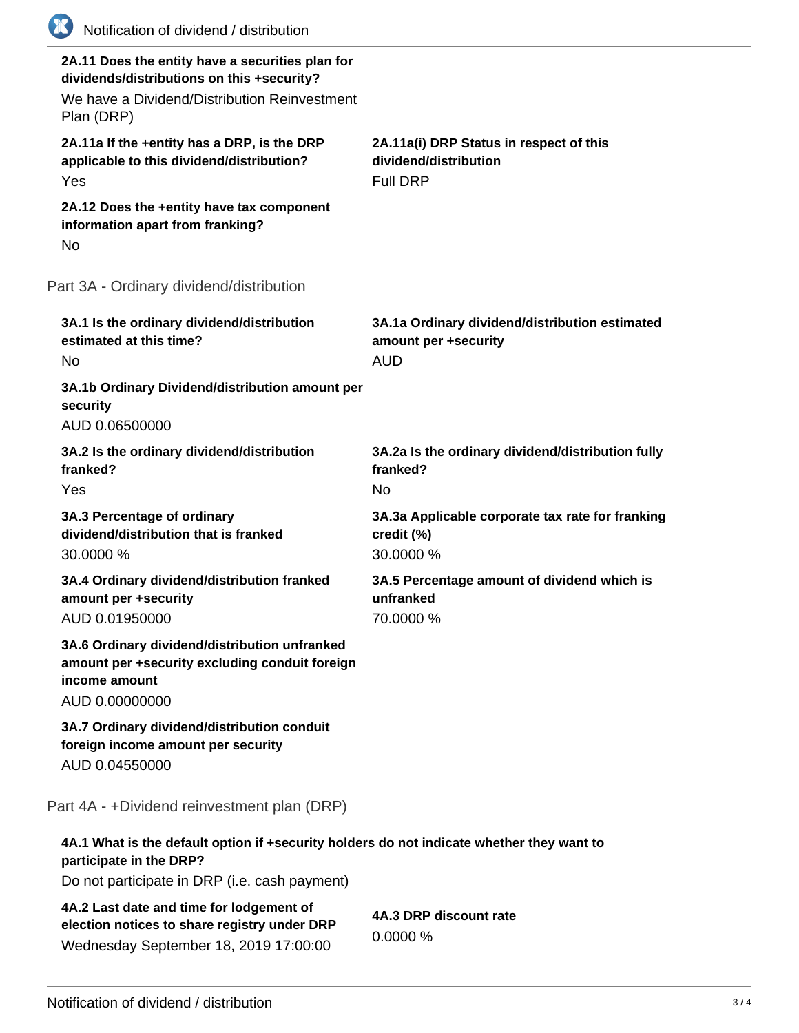**2A.11 Does the entity have a securities plan for dividends/distributions on this +security?**

We have a Dividend/Distribution Reinvestment Plan (DRP)

**2A.11a If the +entity has a DRP, is the DRP applicable to this dividend/distribution?**

Yes

**2A.11a(i) DRP Status in respect of this dividend/distribution**

Full DRP

**2A.12 Does the +entity have tax component information apart from franking?**

No

## Part 3A - Ordinary dividend/distribution

**3A.1 Is the ordinary dividend/distribution estimated at this time?**

No

**3A.1a Ordinary dividend/distribution estimated amount per +security**

AUD

**3A.1b Ordinary Dividend/distribution amount per security**

AUD 0.06500000

**3A.2 Is the ordinary dividend/distribution franked?**

Yes

**3A.2a Is the ordinary dividend/distribution fully franked?**

No

**3A.3 Percentage of ordinary dividend/distribution that is franked**

30.0000 %

**3A.3a Applicable corporate tax rate for franking credit (%)**

30.0000 %

**3A.4 Ordinary dividend/distribution franked amount per +security**

AUD 0.01950000

**3A.5 Percentage amount of dividend which is unfranked**

70.0000 %

**3A.6 Ordinary dividend/distribution unfranked amount per +security excluding conduit foreign income amount**

AUD 0.00000000

**3A.7 Ordinary dividend/distribution conduit foreign income amount per security**

AUD 0.04550000

## Part 4A - +Dividend reinvestment plan (DRP)

**4A.1 What is the default option if +security holders do not indicate whether they want to participate in the DRP?**

Do not participate in DRP (i.e. cash payment)

**4A.2 Last date and time for lodgement of election notices to share registry under DRP**

Wednesday September 18, 2019 17:00:00

**4A.3 DRP discount rate**

0.0000 %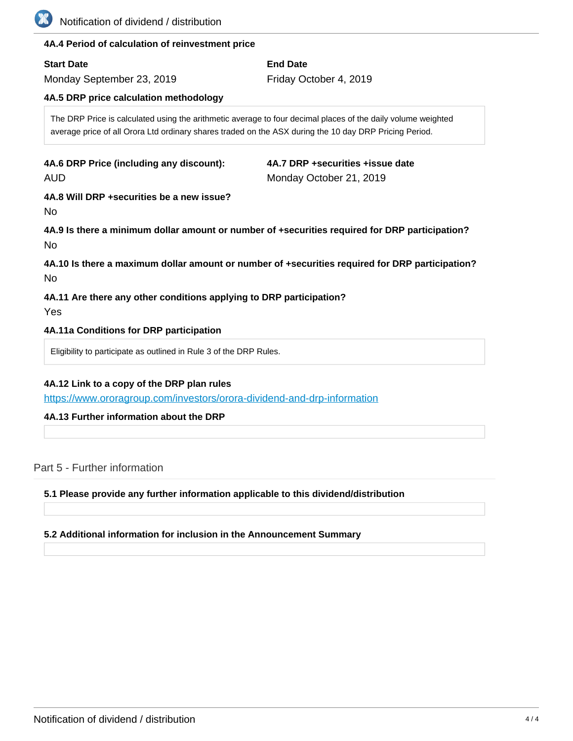#### 4A.4 Period of calculation of reinvestment price

**Start Date**
Monday September 23, 2019

**End Date**
Friday October 4, 2019

#### 4A.5 DRP price calculation methodology

The DRP Price is calculated using the arithmetic average to four decimal places of the daily volume weighted average price of all Orora Ltd ordinary shares traded on the ASX during the 10 day DRP Pricing Period.

**4A.6 DRP Price (including any discount):**
AUD

**4A.7 DRP +securities +issue date**
Monday October 21, 2019

**4A.8 Will DRP +securities be a new issue?**
No

**4A.9 Is there a minimum dollar amount or number of +securities required for DRP participation?**
No

**4A.10 Is there a maximum dollar amount or number of +securities required for DRP participation?**
No

**4A.11 Are there any other conditions applying to DRP participation?**
Yes

**4A.11a Conditions for DRP participation**

Eligibility to participate as outlined in Rule 3 of the DRP Rules.

**4A.12 Link to a copy of the DRP plan rules**
https://www.ororagroup.com/investors/orora-dividend-and-drp-information

**4A.13 Further information about the DRP**

## Part 5 - Further information

**5.1 Please provide any further information applicable to this dividend/distribution**

**5.2 Additional information for inclusion in the Announcement Summary**